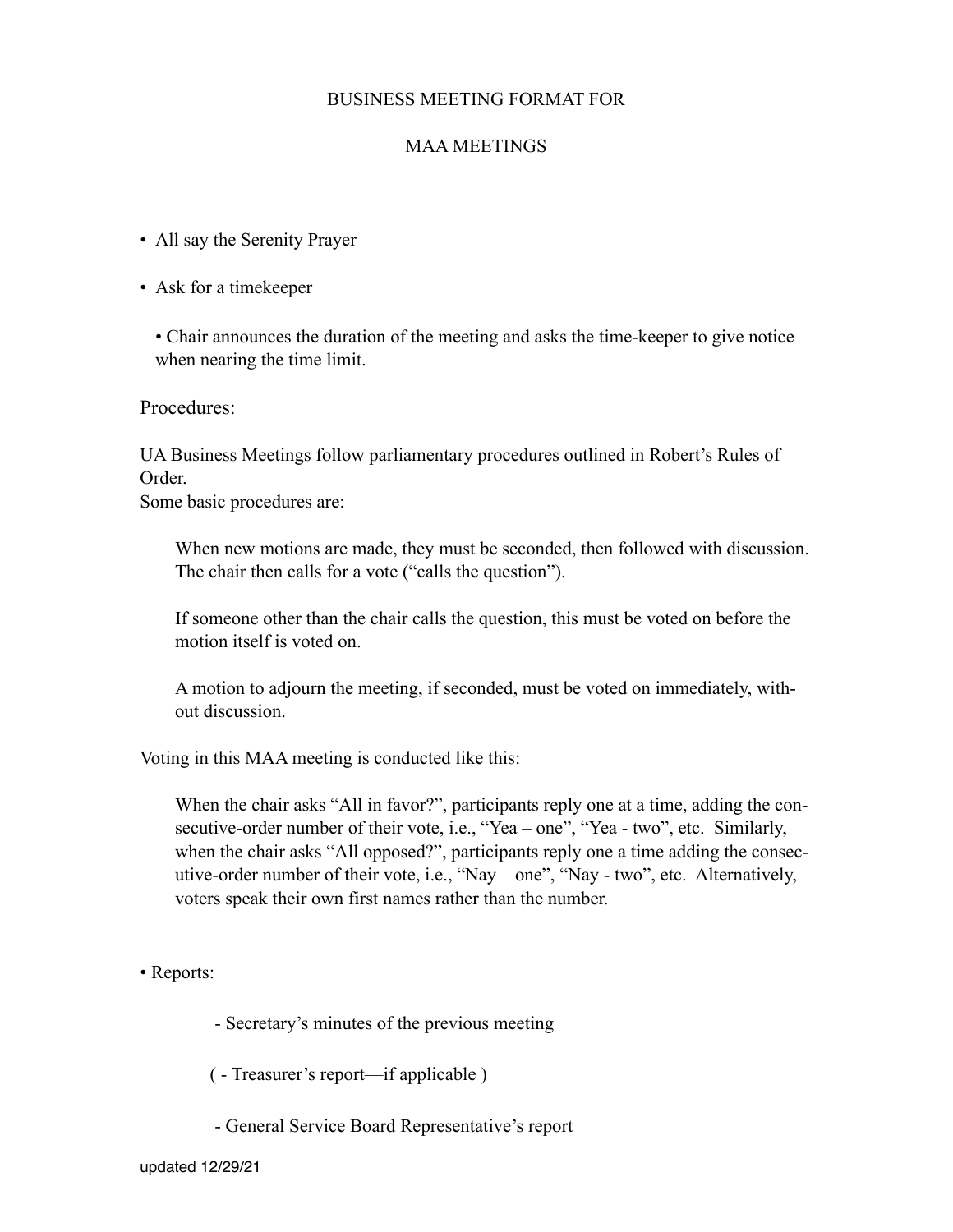# BUSINESS MEETING FORMAT FOR

# MAA MEETINGS

- All say the Serenity Prayer

- Ask for a timekeeper

  - Chair announces the duration of the meeting and asks the time-keeper to give notice when nearing the time limit.

## Procedures:

UA Business Meetings follow parliamentary procedures outlined in Robert's Rules of Order.
Some basic procedures are:

> When new motions are made, they must be seconded, then followed with discussion. The chair then calls for a vote ("calls the question").
>
> If someone other than the chair calls the question, this must be voted on before the motion itself is voted on.
>
> A motion to adjourn the meeting, if seconded, must be voted on immediately, without discussion.

Voting in this MAA meeting is conducted like this:

> When the chair asks "All in favor?", participants reply one at a time, adding the consecutive-order number of their vote, i.e., "Yea – one", "Yea - two", etc. Similarly, when the chair asks "All opposed?", participants reply one a time adding the consecutive-order number of their vote, i.e., "Nay – one", "Nay - two", etc. Alternatively, voters speak their own first names rather than the number.

- Reports:

  - Secretary's minutes of the previous meeting

  ( - Treasurer's report—if applicable )

  - General Service Board Representative's report

updated 12/29/21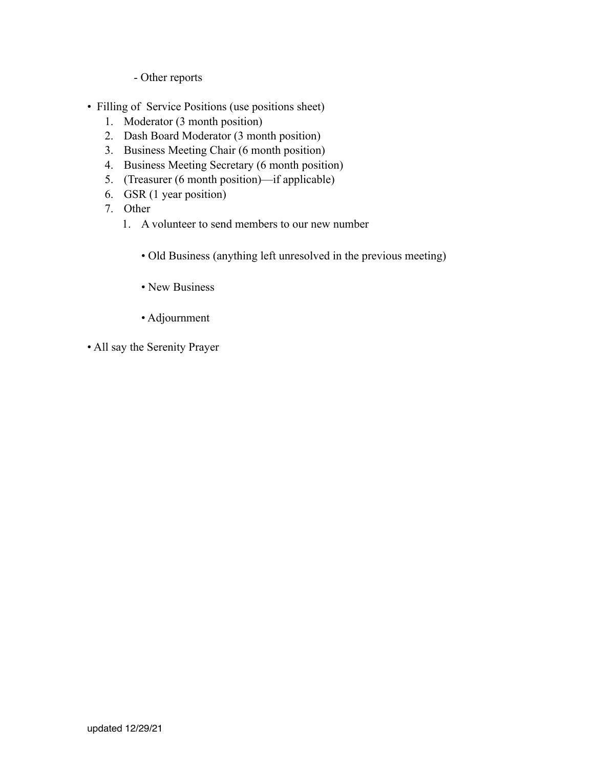- Other reports

- Filling of Service Positions (use positions sheet)
    1. Moderator (3 month position)
    2. Dash Board Moderator (3 month position)
    3. Business Meeting Chair (6 month position)
    4. Business Meeting Secretary (6 month position)
    5. (Treasurer (6 month position)—if applicable)
    6. GSR (1 year position)
    7. Other
        1. A volunteer to send members to our new number

- Old Business (anything left unresolved in the previous meeting)

- New Business

- Adjournment

- All say the Serenity Prayer

updated 12/29/21